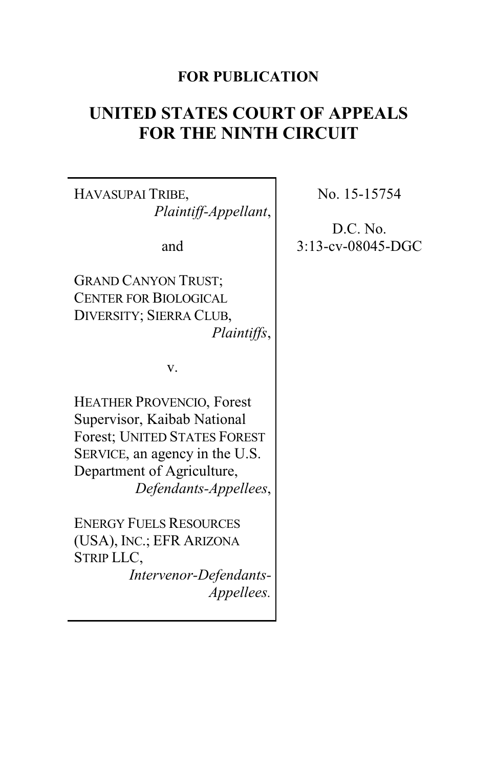**FOR PUBLICATION**

# UNITED STATES COURT OF APPEALS FOR THE NINTH CIRCUIT

HAVASUPAI TRIBE,
*Plaintiff-Appellant*,

and

GRAND CANYON TRUST; CENTER FOR BIOLOGICAL DIVERSITY; SIERRA CLUB,
*Plaintiffs*,

v.

HEATHER PROVENCIO, Forest Supervisor, Kaibab National Forest; UNITED STATES FOREST SERVICE, an agency in the U.S. Department of Agriculture,
*Defendants-Appellees*,

ENERGY FUELS RESOURCES (USA), INC.; EFR ARIZONA STRIP LLC,
*Intervenor-Defendants-Appellees.*

No. 15-15754

D.C. No.
3:13-cv-08045-DGC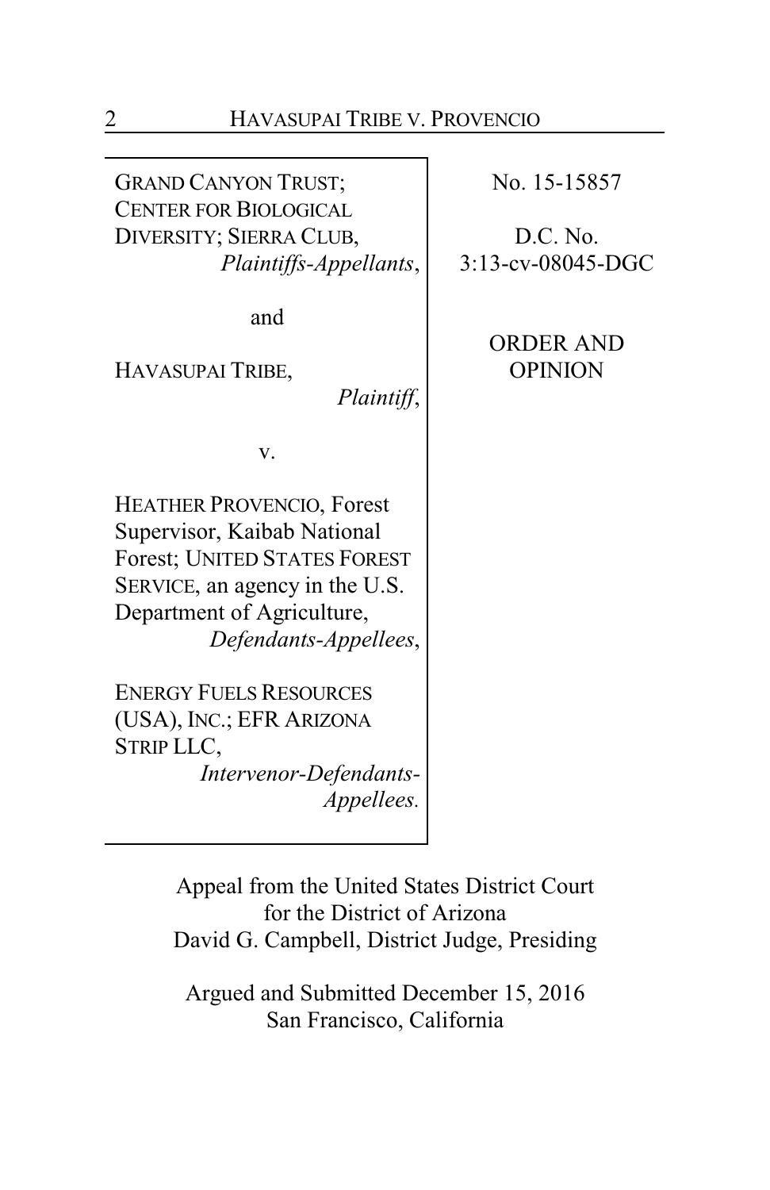GRAND CANYON TRUST; CENTER FOR BIOLOGICAL DIVERSITY; SIERRA CLUB,
*Plaintiffs-Appellants*,

and

HAVASUPAI TRIBE,
*Plaintiff*,

v.

HEATHER PROVENCIO, Forest Supervisor, Kaibab National Forest; UNITED STATES FOREST SERVICE, an agency in the U.S. Department of Agriculture,
*Defendants-Appellees*,

ENERGY FUELS RESOURCES (USA), INC.; EFR ARIZONA STRIP LLC,
*Intervenor-Defendants-Appellees.*

No. 15-15857

D.C. No. 3:13-cv-08045-DGC

ORDER AND OPINION

Appeal from the United States District Court for the District of Arizona
David G. Campbell, District Judge, Presiding

Argued and Submitted December 15, 2016
San Francisco, California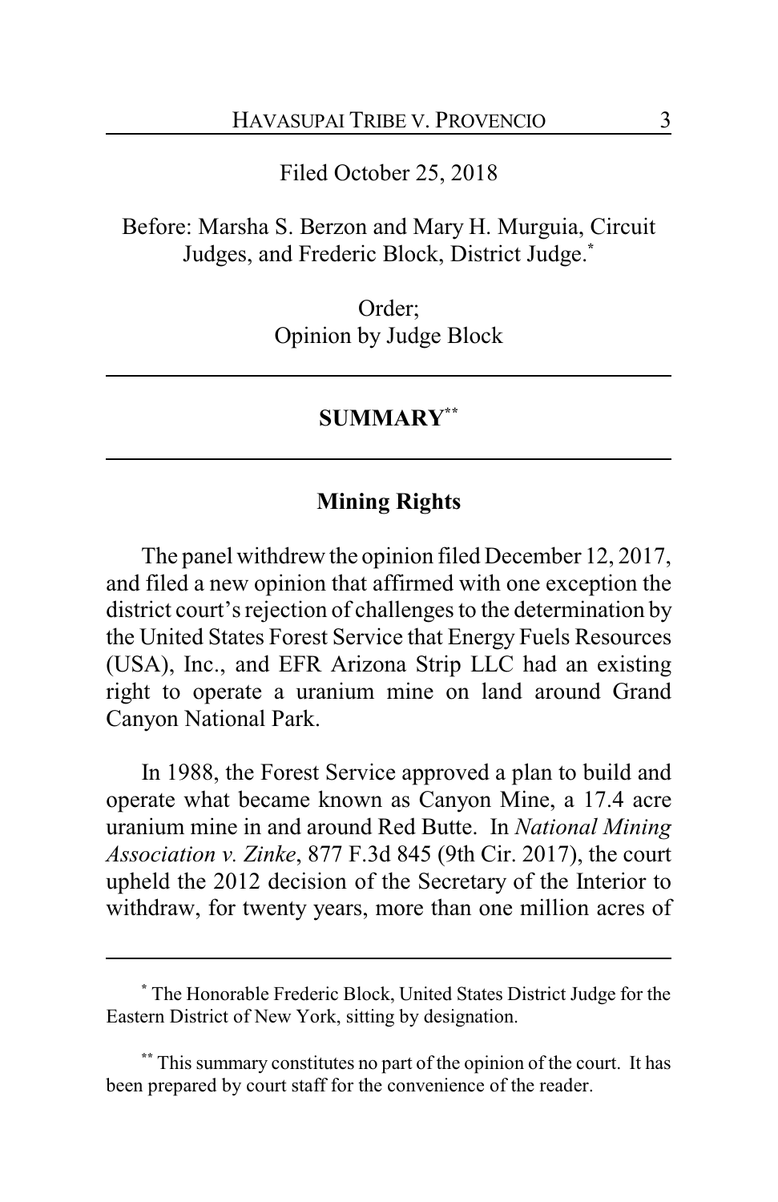Filed October 25, 2018

Before: Marsha S. Berzon and Mary H. Murguia, Circuit Judges, and Frederic Block, District Judge.*

Order;
Opinion by Judge Block

---

## SUMMARY**

---

### Mining Rights

The panel withdrew the opinion filed December 12, 2017, and filed a new opinion that affirmed with one exception the district court's rejection of challenges to the determination by the United States Forest Service that Energy Fuels Resources (USA), Inc., and EFR Arizona Strip LLC had an existing right to operate a uranium mine on land around Grand Canyon National Park.

In 1988, the Forest Service approved a plan to build and operate what became known as Canyon Mine, a 17.4 acre uranium mine in and around Red Butte. In *National Mining Association v. Zinke*, 877 F.3d 845 (9th Cir. 2017), the court upheld the 2012 decision of the Secretary of the Interior to withdraw, for twenty years, more than one million acres of

---

* The Honorable Frederic Block, United States District Judge for the Eastern District of New York, sitting by designation.

** This summary constitutes no part of the opinion of the court. It has been prepared by court staff for the convenience of the reader.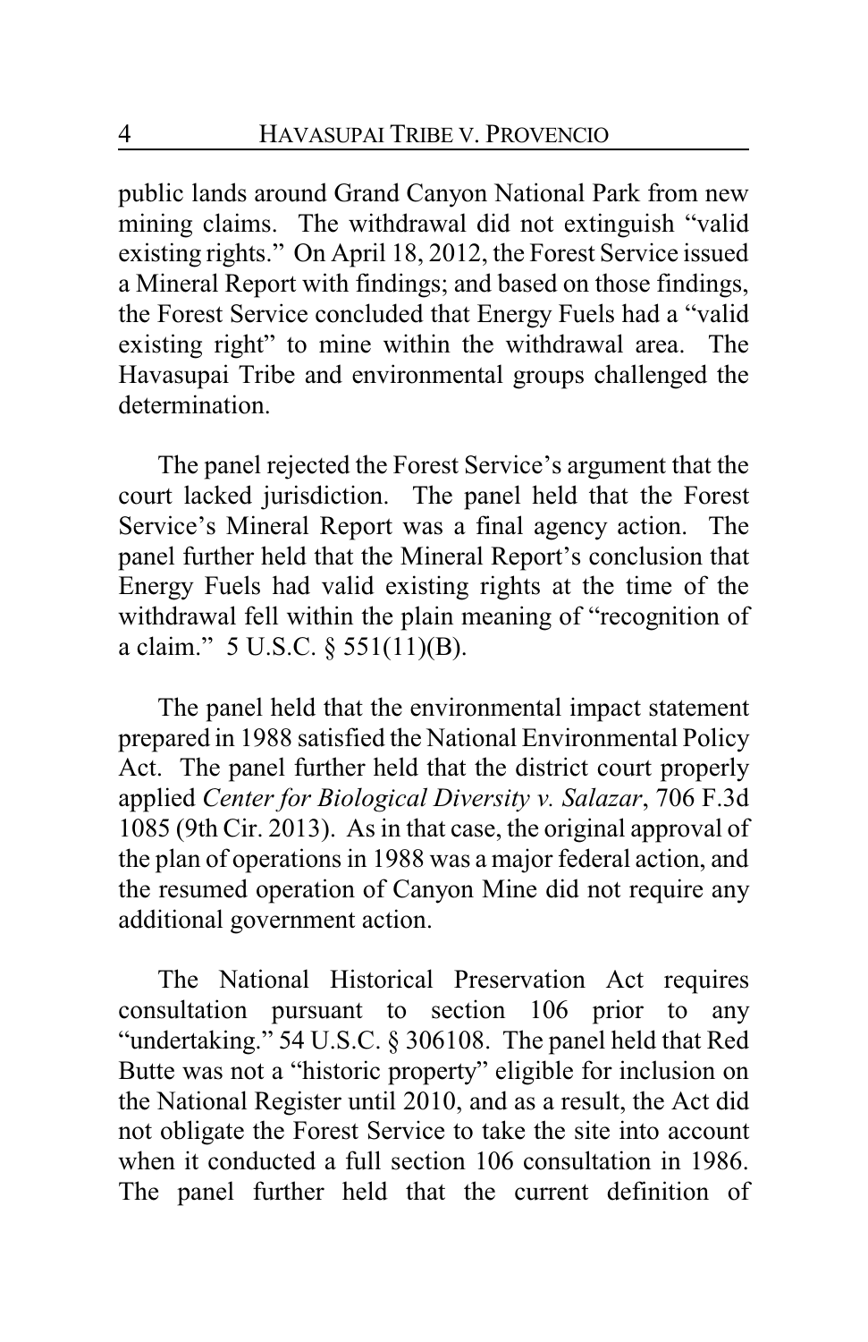public lands around Grand Canyon National Park from new mining claims. The withdrawal did not extinguish "valid existing rights." On April 18, 2012, the Forest Service issued a Mineral Report with findings; and based on those findings, the Forest Service concluded that Energy Fuels had a "valid existing right" to mine within the withdrawal area. The Havasupai Tribe and environmental groups challenged the determination.

The panel rejected the Forest Service's argument that the court lacked jurisdiction. The panel held that the Forest Service's Mineral Report was a final agency action. The panel further held that the Mineral Report's conclusion that Energy Fuels had valid existing rights at the time of the withdrawal fell within the plain meaning of "recognition of a claim." 5 U.S.C. § 551(11)(B).

The panel held that the environmental impact statement prepared in 1988 satisfied the National Environmental Policy Act. The panel further held that the district court properly applied *Center for Biological Diversity v. Salazar*, 706 F.3d 1085 (9th Cir. 2013). As in that case, the original approval of the plan of operations in 1988 was a major federal action, and the resumed operation of Canyon Mine did not require any additional government action.

The National Historical Preservation Act requires consultation pursuant to section 106 prior to any "undertaking." 54 U.S.C. § 306108. The panel held that Red Butte was not a "historic property" eligible for inclusion on the National Register until 2010, and as a result, the Act did not obligate the Forest Service to take the site into account when it conducted a full section 106 consultation in 1986. The panel further held that the current definition of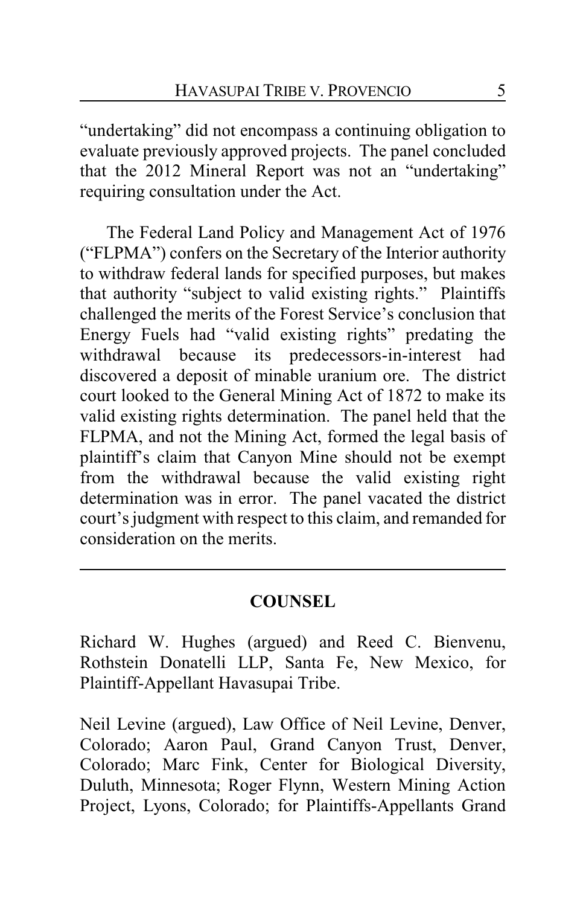"undertaking" did not encompass a continuing obligation to evaluate previously approved projects. The panel concluded that the 2012 Mineral Report was not an "undertaking" requiring consultation under the Act.

The Federal Land Policy and Management Act of 1976 ("FLPMA") confers on the Secretary of the Interior authority to withdraw federal lands for specified purposes, but makes that authority "subject to valid existing rights." Plaintiffs challenged the merits of the Forest Service's conclusion that Energy Fuels had "valid existing rights" predating the withdrawal because its predecessors-in-interest had discovered a deposit of minable uranium ore. The district court looked to the General Mining Act of 1872 to make its valid existing rights determination. The panel held that the FLPMA, and not the Mining Act, formed the legal basis of plaintiff's claim that Canyon Mine should not be exempt from the withdrawal because the valid existing right determination was in error. The panel vacated the district court's judgment with respect to this claim, and remanded for consideration on the merits.

---

## COUNSEL

Richard W. Hughes (argued) and Reed C. Bienvenu, Rothstein Donatelli LLP, Santa Fe, New Mexico, for Plaintiff-Appellant Havasupai Tribe.

Neil Levine (argued), Law Office of Neil Levine, Denver, Colorado; Aaron Paul, Grand Canyon Trust, Denver, Colorado; Marc Fink, Center for Biological Diversity, Duluth, Minnesota; Roger Flynn, Western Mining Action Project, Lyons, Colorado; for Plaintiffs-Appellants Grand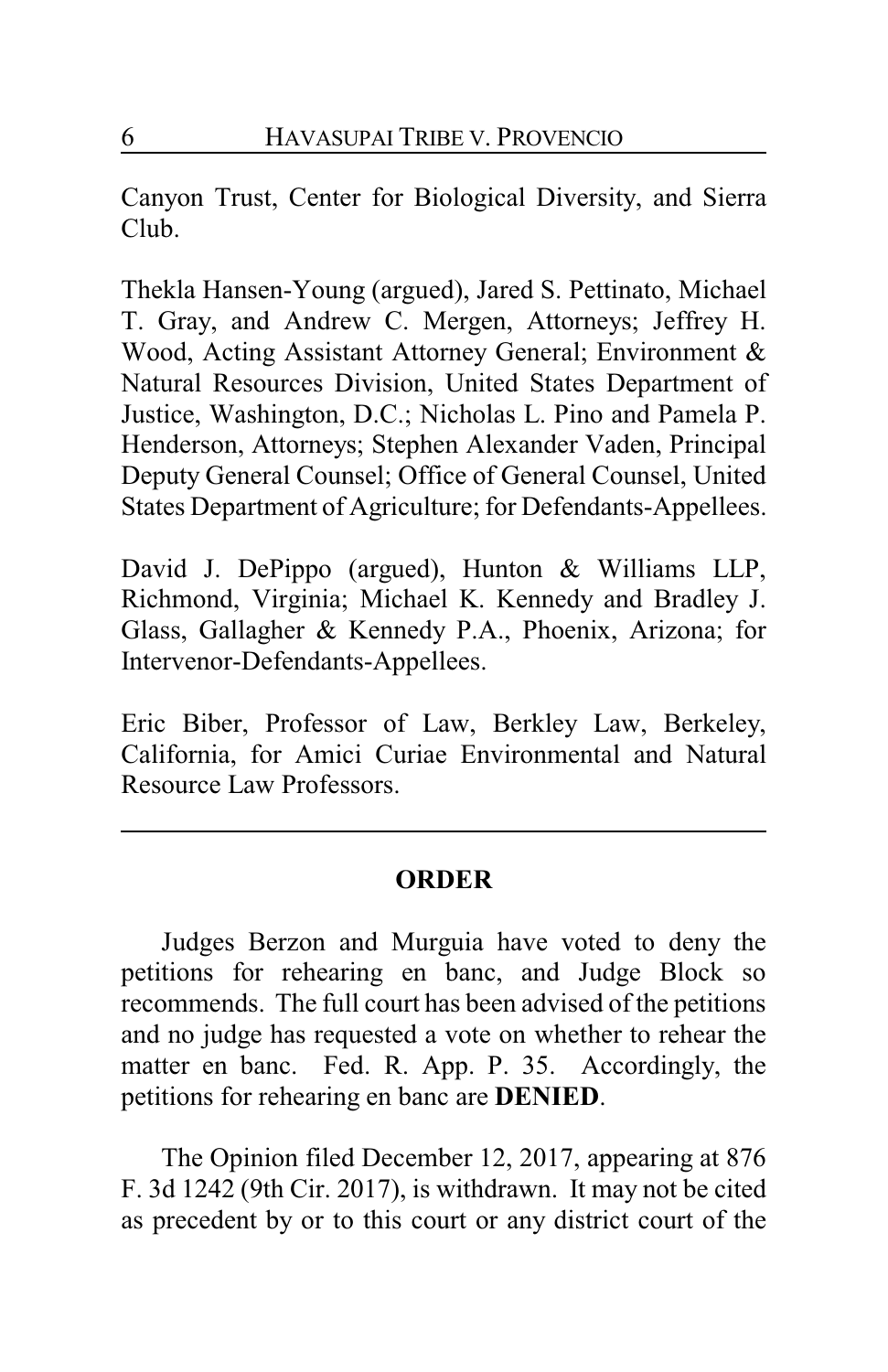Canyon Trust, Center for Biological Diversity, and Sierra Club.

Thekla Hansen-Young (argued), Jared S. Pettinato, Michael T. Gray, and Andrew C. Mergen, Attorneys; Jeffrey H. Wood, Acting Assistant Attorney General; Environment & Natural Resources Division, United States Department of Justice, Washington, D.C.; Nicholas L. Pino and Pamela P. Henderson, Attorneys; Stephen Alexander Vaden, Principal Deputy General Counsel; Office of General Counsel, United States Department of Agriculture; for Defendants-Appellees.

David J. DePippo (argued), Hunton & Williams LLP, Richmond, Virginia; Michael K. Kennedy and Bradley J. Glass, Gallagher & Kennedy P.A., Phoenix, Arizona; for Intervenor-Defendants-Appellees.

Eric Biber, Professor of Law, Berkley Law, Berkeley, California, for Amici Curiae Environmental and Natural Resource Law Professors.

---

## ORDER

Judges Berzon and Murguia have voted to deny the petitions for rehearing en banc, and Judge Block so recommends. The full court has been advised of the petitions and no judge has requested a vote on whether to rehear the matter en banc. Fed. R. App. P. 35. Accordingly, the petitions for rehearing en banc are **DENIED**.

The Opinion filed December 12, 2017, appearing at 876 F. 3d 1242 (9th Cir. 2017), is withdrawn. It may not be cited as precedent by or to this court or any district court of the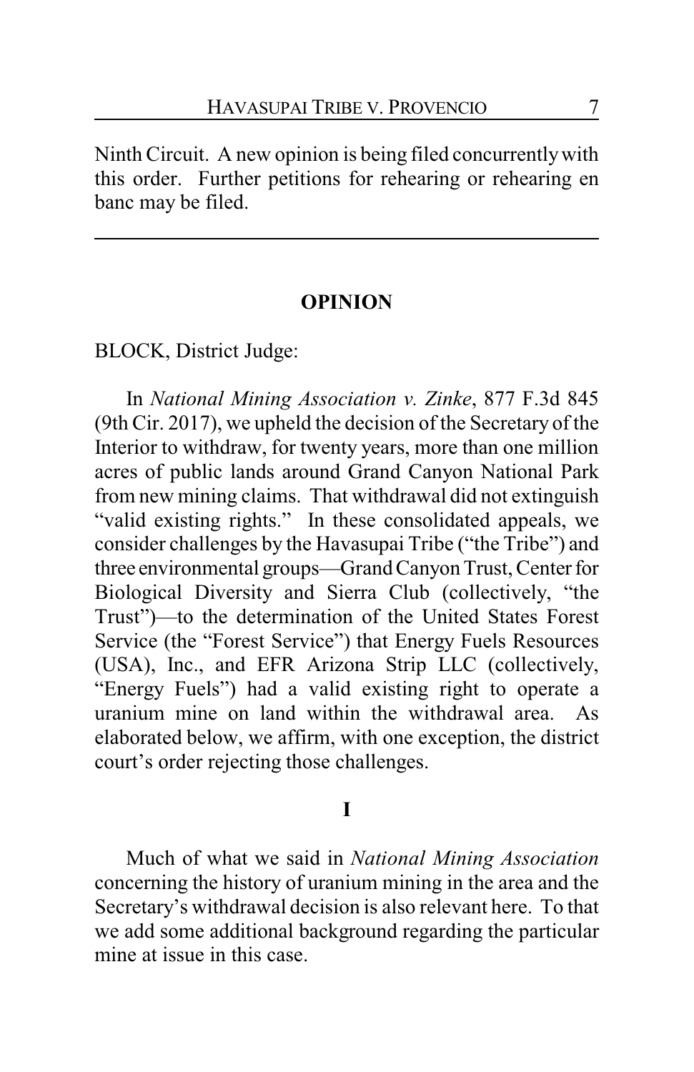Ninth Circuit. A new opinion is being filed concurrently with this order. Further petitions for rehearing or rehearing en banc may be filed.

---

## OPINION

BLOCK, District Judge:

In *National Mining Association v. Zinke*, 877 F.3d 845 (9th Cir. 2017), we upheld the decision of the Secretary of the Interior to withdraw, for twenty years, more than one million acres of public lands around Grand Canyon National Park from new mining claims. That withdrawal did not extinguish "valid existing rights." In these consolidated appeals, we consider challenges by the Havasupai Tribe ("the Tribe") and three environmental groups—Grand Canyon Trust, Center for Biological Diversity and Sierra Club (collectively, "the Trust")—to the determination of the United States Forest Service (the "Forest Service") that Energy Fuels Resources (USA), Inc., and EFR Arizona Strip LLC (collectively, "Energy Fuels") had a valid existing right to operate a uranium mine on land within the withdrawal area. As elaborated below, we affirm, with one exception, the district court's order rejecting those challenges.

### I

Much of what we said in *National Mining Association* concerning the history of uranium mining in the area and the Secretary's withdrawal decision is also relevant here. To that we add some additional background regarding the particular mine at issue in this case.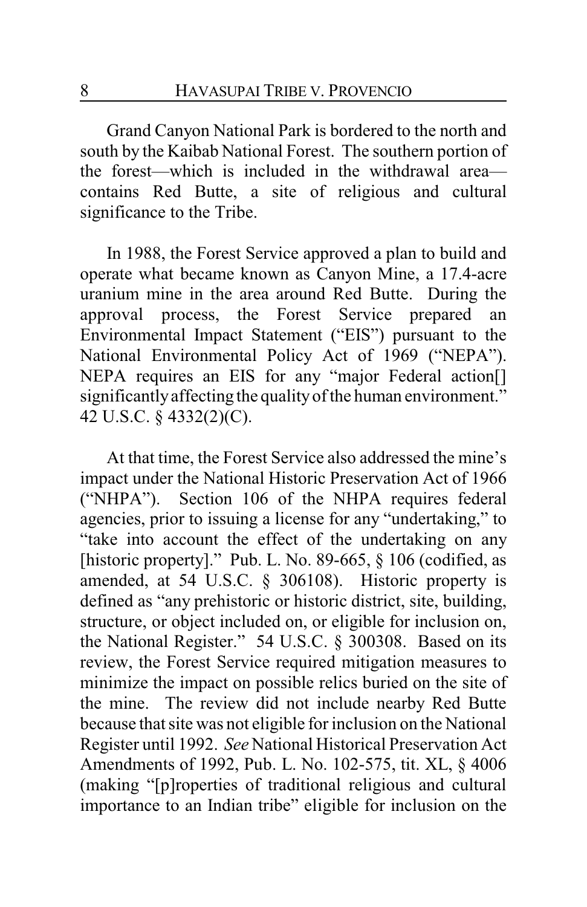Grand Canyon National Park is bordered to the north and south by the Kaibab National Forest. The southern portion of the forest—which is included in the withdrawal area—contains Red Butte, a site of religious and cultural significance to the Tribe.

In 1988, the Forest Service approved a plan to build and operate what became known as Canyon Mine, a 17.4-acre uranium mine in the area around Red Butte. During the approval process, the Forest Service prepared an Environmental Impact Statement ("EIS") pursuant to the National Environmental Policy Act of 1969 ("NEPA"). NEPA requires an EIS for any "major Federal action[] significantly affecting the quality of the human environment." 42 U.S.C. § 4332(2)(C).

At that time, the Forest Service also addressed the mine's impact under the National Historic Preservation Act of 1966 ("NHPA"). Section 106 of the NHPA requires federal agencies, prior to issuing a license for any "undertaking," to "take into account the effect of the undertaking on any [historic property]." Pub. L. No. 89-665, § 106 (codified, as amended, at 54 U.S.C. § 306108). Historic property is defined as "any prehistoric or historic district, site, building, structure, or object included on, or eligible for inclusion on, the National Register." 54 U.S.C. § 300308. Based on its review, the Forest Service required mitigation measures to minimize the impact on possible relics buried on the site of the mine. The review did not include nearby Red Butte because that site was not eligible for inclusion on the National Register until 1992. *See* National Historical Preservation Act Amendments of 1992, Pub. L. No. 102-575, tit. XL, § 4006 (making "[p]roperties of traditional religious and cultural importance to an Indian tribe" eligible for inclusion on the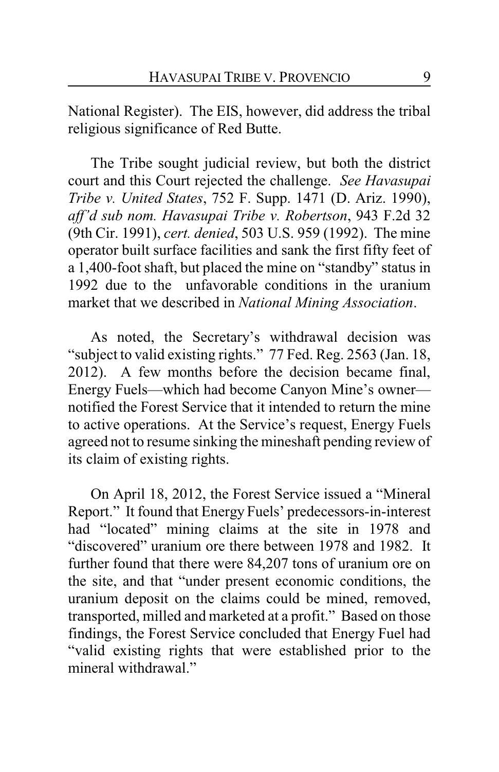National Register). The EIS, however, did address the tribal religious significance of Red Butte.

The Tribe sought judicial review, but both the district court and this Court rejected the challenge. *See Havasupai Tribe v. United States*, 752 F. Supp. 1471 (D. Ariz. 1990), *aff'd sub nom. Havasupai Tribe v. Robertson*, 943 F.2d 32 (9th Cir. 1991), *cert. denied*, 503 U.S. 959 (1992). The mine operator built surface facilities and sank the first fifty feet of a 1,400-foot shaft, but placed the mine on "standby" status in 1992 due to the unfavorable conditions in the uranium market that we described in *National Mining Association*.

As noted, the Secretary's withdrawal decision was "subject to valid existing rights." 77 Fed. Reg. 2563 (Jan. 18, 2012). A few months before the decision became final, Energy Fuels—which had become Canyon Mine's owner—notified the Forest Service that it intended to return the mine to active operations. At the Service's request, Energy Fuels agreed not to resume sinking the mineshaft pending review of its claim of existing rights.

On April 18, 2012, the Forest Service issued a "Mineral Report." It found that Energy Fuels' predecessors-in-interest had "located" mining claims at the site in 1978 and "discovered" uranium ore there between 1978 and 1982. It further found that there were 84,207 tons of uranium ore on the site, and that "under present economic conditions, the uranium deposit on the claims could be mined, removed, transported, milled and marketed at a profit." Based on those findings, the Forest Service concluded that Energy Fuel had "valid existing rights that were established prior to the mineral withdrawal."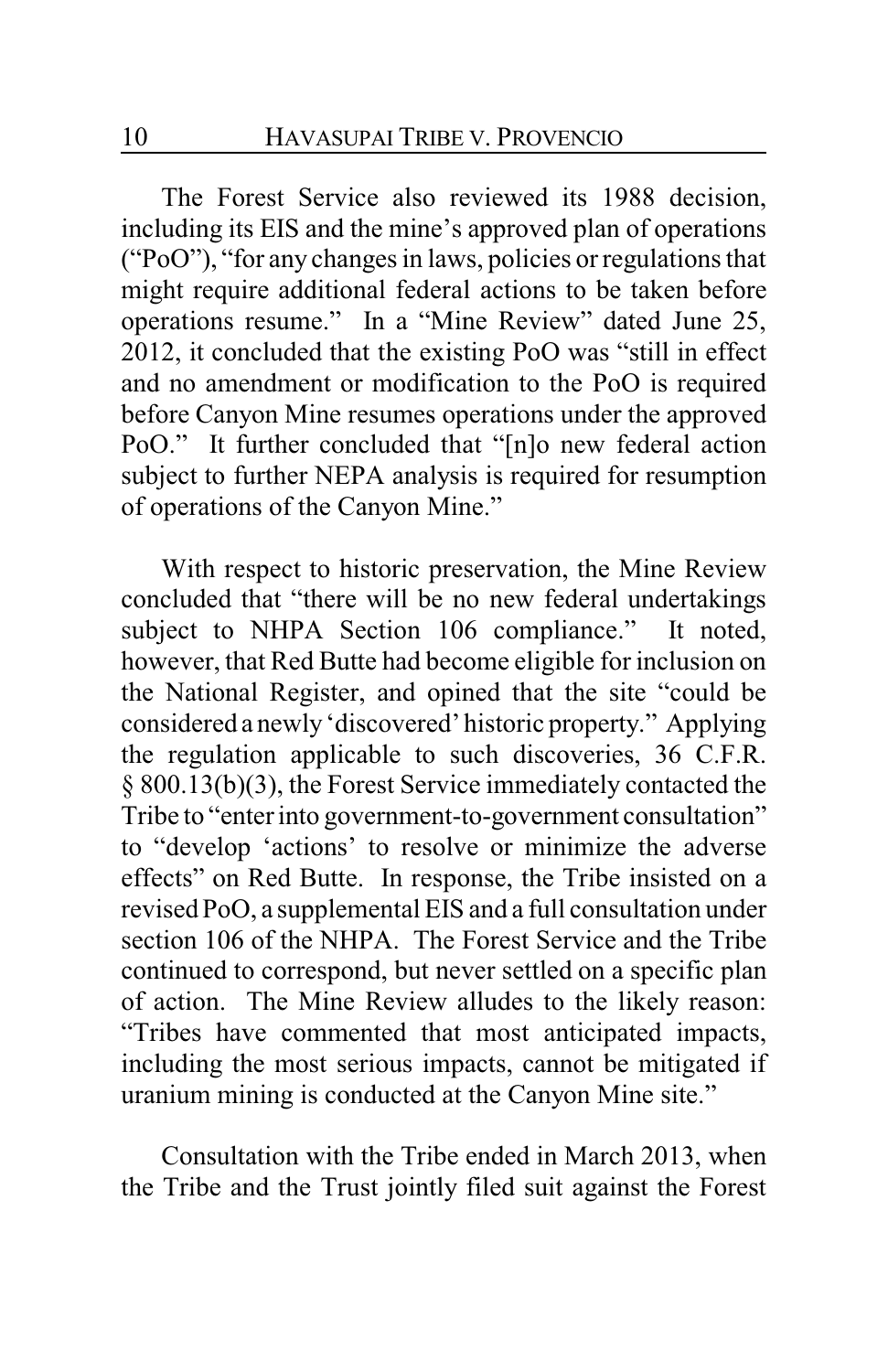The Forest Service also reviewed its 1988 decision, including its EIS and the mine's approved plan of operations ("PoO"), "for any changes in laws, policies or regulations that might require additional federal actions to be taken before operations resume." In a "Mine Review" dated June 25, 2012, it concluded that the existing PoO was "still in effect and no amendment or modification to the PoO is required before Canyon Mine resumes operations under the approved PoO." It further concluded that "[n]o new federal action subject to further NEPA analysis is required for resumption of operations of the Canyon Mine."

With respect to historic preservation, the Mine Review concluded that "there will be no new federal undertakings subject to NHPA Section 106 compliance." It noted, however, that Red Butte had become eligible for inclusion on the National Register, and opined that the site "could be considered a newly 'discovered' historic property." Applying the regulation applicable to such discoveries, 36 C.F.R. § 800.13(b)(3), the Forest Service immediately contacted the Tribe to "enter into government-to-government consultation" to "develop 'actions' to resolve or minimize the adverse effects" on Red Butte. In response, the Tribe insisted on a revised PoO, a supplemental EIS and a full consultation under section 106 of the NHPA. The Forest Service and the Tribe continued to correspond, but never settled on a specific plan of action. The Mine Review alludes to the likely reason: "Tribes have commented that most anticipated impacts, including the most serious impacts, cannot be mitigated if uranium mining is conducted at the Canyon Mine site."

Consultation with the Tribe ended in March 2013, when the Tribe and the Trust jointly filed suit against the Forest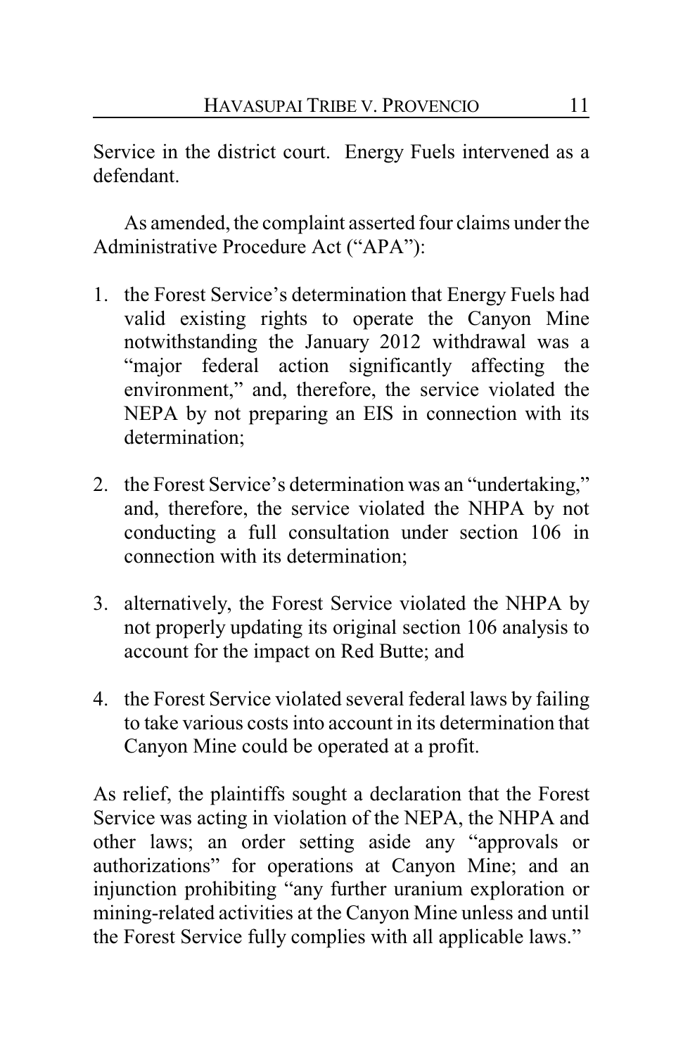Service in the district court. Energy Fuels intervened as a defendant.

As amended, the complaint asserted four claims under the Administrative Procedure Act ("APA"):

1. the Forest Service's determination that Energy Fuels had valid existing rights to operate the Canyon Mine notwithstanding the January 2012 withdrawal was a "major federal action significantly affecting the environment," and, therefore, the service violated the NEPA by not preparing an EIS in connection with its determination;

2. the Forest Service's determination was an "undertaking," and, therefore, the service violated the NHPA by not conducting a full consultation under section 106 in connection with its determination;

3. alternatively, the Forest Service violated the NHPA by not properly updating its original section 106 analysis to account for the impact on Red Butte; and

4. the Forest Service violated several federal laws by failing to take various costs into account in its determination that Canyon Mine could be operated at a profit.

As relief, the plaintiffs sought a declaration that the Forest Service was acting in violation of the NEPA, the NHPA and other laws; an order setting aside any "approvals or authorizations" for operations at Canyon Mine; and an injunction prohibiting "any further uranium exploration or mining-related activities at the Canyon Mine unless and until the Forest Service fully complies with all applicable laws."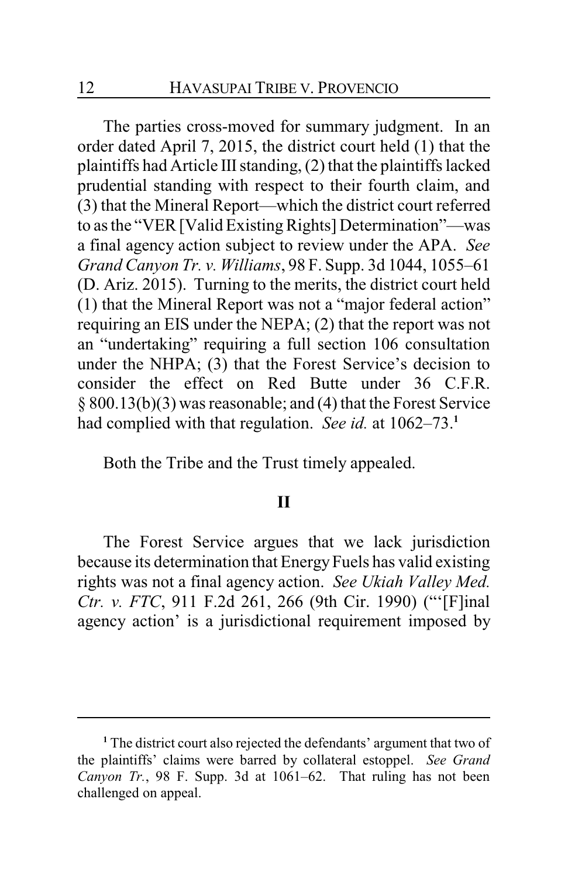The parties cross-moved for summary judgment. In an order dated April 7, 2015, the district court held (1) that the plaintiffs had Article III standing, (2) that the plaintiffs lacked prudential standing with respect to their fourth claim, and (3) that the Mineral Report—which the district court referred to as the "VER [Valid Existing Rights] Determination"—was a final agency action subject to review under the APA. *See Grand Canyon Tr. v. Williams*, 98 F. Supp. 3d 1044, 1055–61 (D. Ariz. 2015). Turning to the merits, the district court held (1) that the Mineral Report was not a "major federal action" requiring an EIS under the NEPA; (2) that the report was not an "undertaking" requiring a full section 106 consultation under the NHPA; (3) that the Forest Service's decision to consider the effect on Red Butte under 36 C.F.R. § 800.13(b)(3) was reasonable; and (4) that the Forest Service had complied with that regulation. *See id.* at 1062–73.[1]

Both the Tribe and the Trust timely appealed.

## II

The Forest Service argues that we lack jurisdiction because its determination that Energy Fuels has valid existing rights was not a final agency action. *See Ukiah Valley Med. Ctr. v. FTC*, 911 F.2d 261, 266 (9th Cir. 1990) ("'[F]inal agency action' is a jurisdictional requirement imposed by

---

[1] The district court also rejected the defendants' argument that two of the plaintiffs' claims were barred by collateral estoppel. *See Grand Canyon Tr.*, 98 F. Supp. 3d at 1061–62. That ruling has not been challenged on appeal.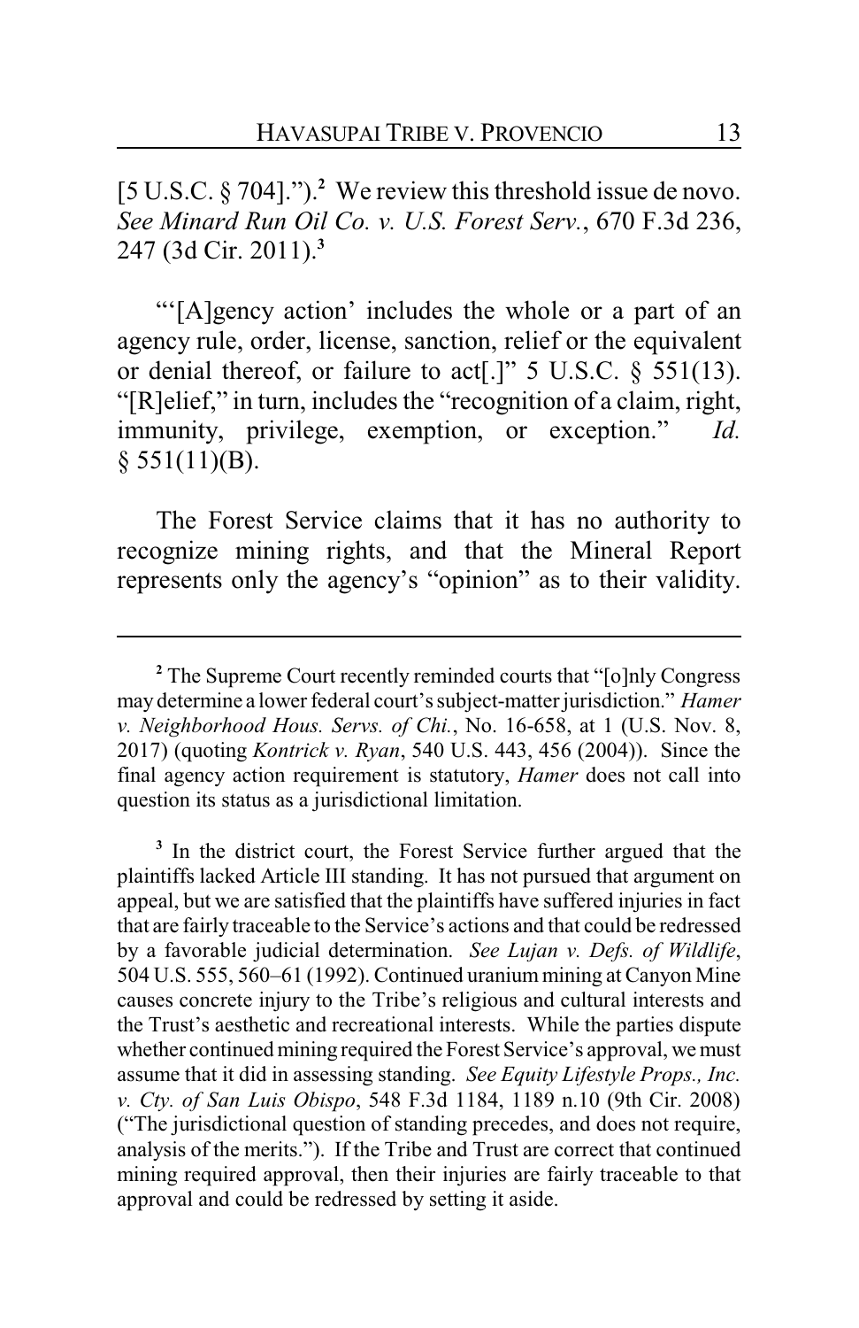[5 U.S.C. § 704].").[2] We review this threshold issue de novo. *See Minard Run Oil Co. v. U.S. Forest Serv.*, 670 F.3d 236, 247 (3d Cir. 2011).[3]

"'[A]gency action' includes the whole or a part of an agency rule, order, license, sanction, relief or the equivalent or denial thereof, or failure to act[.]" 5 U.S.C. § 551(13). "[R]elief," in turn, includes the "recognition of a claim, right, immunity, privilege, exemption, or exception." *Id.* § 551(11)(B).

The Forest Service claims that it has no authority to recognize mining rights, and that the Mineral Report represents only the agency's "opinion" as to their validity.

---

[2] The Supreme Court recently reminded courts that "[o]nly Congress may determine a lower federal court's subject-matter jurisdiction." *Hamer v. Neighborhood Hous. Servs. of Chi.*, No. 16-658, at 1 (U.S. Nov. 8, 2017) (quoting *Kontrick v. Ryan*, 540 U.S. 443, 456 (2004)). Since the final agency action requirement is statutory, *Hamer* does not call into question its status as a jurisdictional limitation.

[3] In the district court, the Forest Service further argued that the plaintiffs lacked Article III standing. It has not pursued that argument on appeal, but we are satisfied that the plaintiffs have suffered injuries in fact that are fairly traceable to the Service's actions and that could be redressed by a favorable judicial determination. *See Lujan v. Defs. of Wildlife*, 504 U.S. 555, 560–61 (1992). Continued uranium mining at Canyon Mine causes concrete injury to the Tribe's religious and cultural interests and the Trust's aesthetic and recreational interests. While the parties dispute whether continued mining required the Forest Service's approval, we must assume that it did in assessing standing. *See Equity Lifestyle Props., Inc. v. Cty. of San Luis Obispo*, 548 F.3d 1184, 1189 n.10 (9th Cir. 2008) ("The jurisdictional question of standing precedes, and does not require, analysis of the merits."). If the Tribe and Trust are correct that continued mining required approval, then their injuries are fairly traceable to that approval and could be redressed by setting it aside.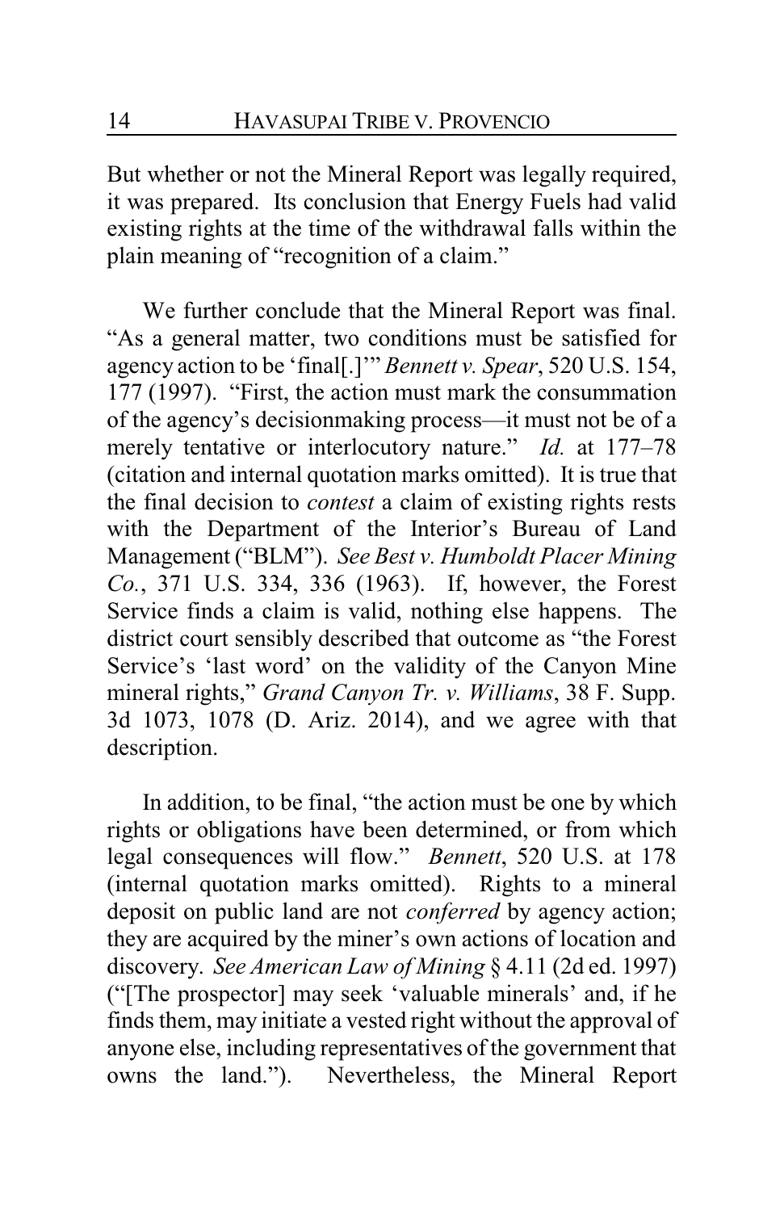But whether or not the Mineral Report was legally required, it was prepared. Its conclusion that Energy Fuels had valid existing rights at the time of the withdrawal falls within the plain meaning of "recognition of a claim."

We further conclude that the Mineral Report was final. "As a general matter, two conditions must be satisfied for agency action to be 'final[.]'" *Bennett v. Spear*, 520 U.S. 154, 177 (1997). "First, the action must mark the consummation of the agency's decisionmaking process—it must not be of a merely tentative or interlocutory nature." *Id.* at 177–78 (citation and internal quotation marks omitted). It is true that the final decision to *contest* a claim of existing rights rests with the Department of the Interior's Bureau of Land Management ("BLM"). *See Best v. Humboldt Placer Mining Co.*, 371 U.S. 334, 336 (1963). If, however, the Forest Service finds a claim is valid, nothing else happens. The district court sensibly described that outcome as "the Forest Service's 'last word' on the validity of the Canyon Mine mineral rights," *Grand Canyon Tr. v. Williams*, 38 F. Supp. 3d 1073, 1078 (D. Ariz. 2014), and we agree with that description.

In addition, to be final, "the action must be one by which rights or obligations have been determined, or from which legal consequences will flow." *Bennett*, 520 U.S. at 178 (internal quotation marks omitted). Rights to a mineral deposit on public land are not *conferred* by agency action; they are acquired by the miner's own actions of location and discovery. *See American Law of Mining* § 4.11 (2d ed. 1997) ("[The prospector] may seek 'valuable minerals' and, if he finds them, may initiate a vested right without the approval of anyone else, including representatives of the government that owns the land."). Nevertheless, the Mineral Report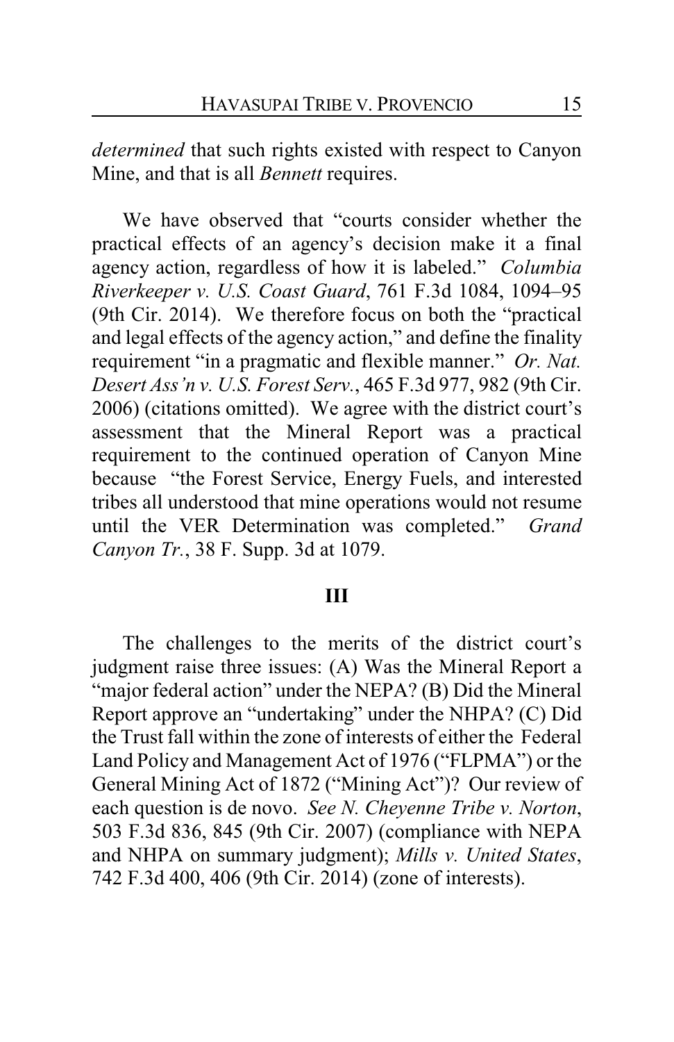*determined* that such rights existed with respect to Canyon Mine, and that is all *Bennett* requires.

We have observed that "courts consider whether the practical effects of an agency's decision make it a final agency action, regardless of how it is labeled." *Columbia Riverkeeper v. U.S. Coast Guard*, 761 F.3d 1084, 1094–95 (9th Cir. 2014). We therefore focus on both the "practical and legal effects of the agency action," and define the finality requirement "in a pragmatic and flexible manner." *Or. Nat. Desert Ass'n v. U.S. Forest Serv.*, 465 F.3d 977, 982 (9th Cir. 2006) (citations omitted). We agree with the district court's assessment that the Mineral Report was a practical requirement to the continued operation of Canyon Mine because "the Forest Service, Energy Fuels, and interested tribes all understood that mine operations would not resume until the VER Determination was completed." *Grand Canyon Tr.*, 38 F. Supp. 3d at 1079.

## III

The challenges to the merits of the district court's judgment raise three issues: (A) Was the Mineral Report a "major federal action" under the NEPA? (B) Did the Mineral Report approve an "undertaking" under the NHPA? (C) Did the Trust fall within the zone of interests of either the Federal Land Policy and Management Act of 1976 ("FLPMA") or the General Mining Act of 1872 ("Mining Act")? Our review of each question is de novo. *See N. Cheyenne Tribe v. Norton*, 503 F.3d 836, 845 (9th Cir. 2007) (compliance with NEPA and NHPA on summary judgment); *Mills v. United States*, 742 F.3d 400, 406 (9th Cir. 2014) (zone of interests).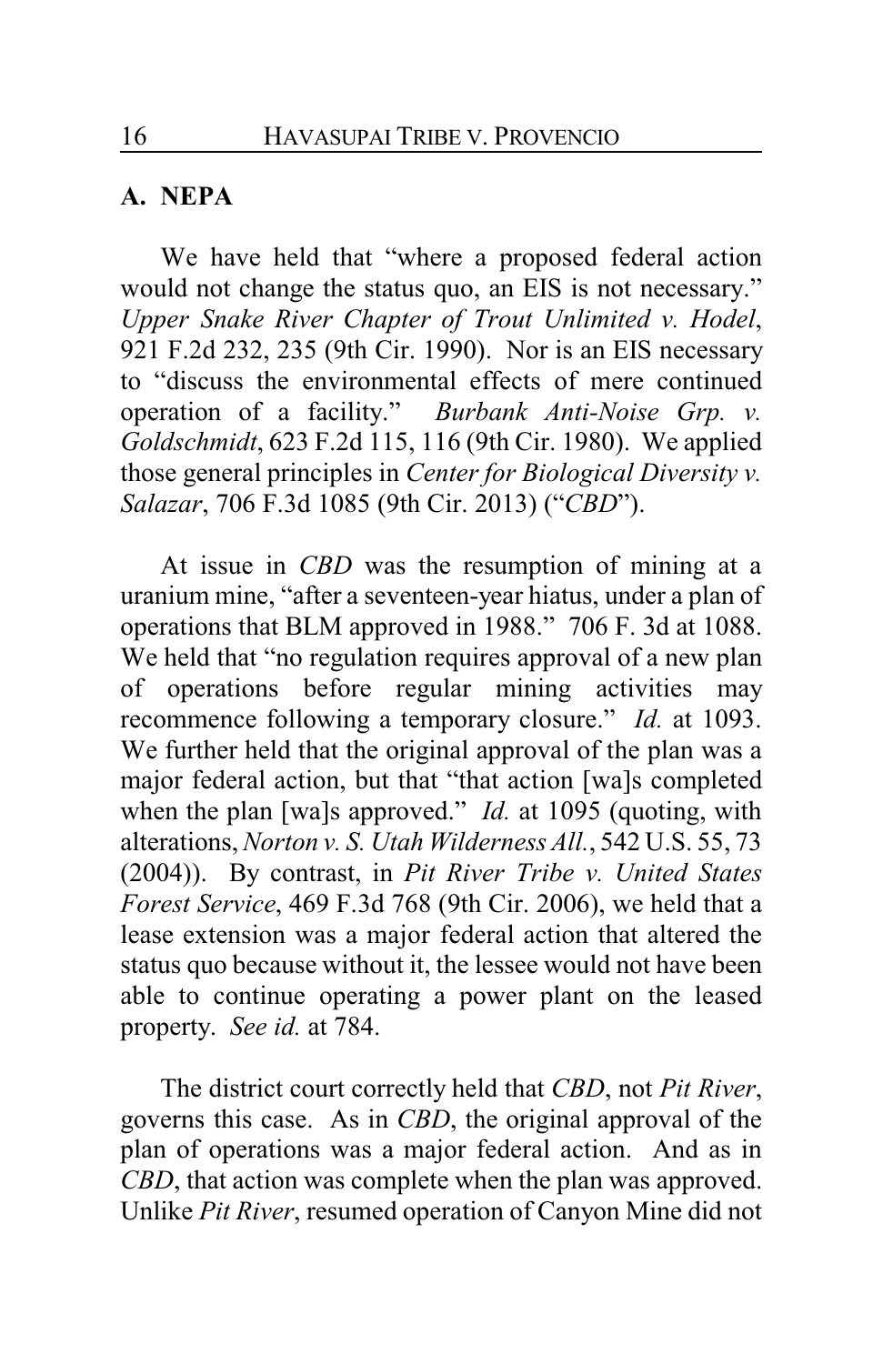## A. NEPA

We have held that "where a proposed federal action would not change the status quo, an EIS is not necessary." *Upper Snake River Chapter of Trout Unlimited v. Hodel*, 921 F.2d 232, 235 (9th Cir. 1990). Nor is an EIS necessary to "discuss the environmental effects of mere continued operation of a facility." *Burbank Anti-Noise Grp. v. Goldschmidt*, 623 F.2d 115, 116 (9th Cir. 1980). We applied those general principles in *Center for Biological Diversity v. Salazar*, 706 F.3d 1085 (9th Cir. 2013) ("*CBD*").

At issue in *CBD* was the resumption of mining at a uranium mine, "after a seventeen-year hiatus, under a plan of operations that BLM approved in 1988." 706 F. 3d at 1088. We held that "no regulation requires approval of a new plan of operations before regular mining activities may recommence following a temporary closure." *Id.* at 1093. We further held that the original approval of the plan was a major federal action, but that "that action [wa]s completed when the plan [wa]s approved." *Id.* at 1095 (quoting, with alterations, *Norton v. S. Utah Wilderness All.*, 542 U.S. 55, 73 (2004)). By contrast, in *Pit River Tribe v. United States Forest Service*, 469 F.3d 768 (9th Cir. 2006), we held that a lease extension was a major federal action that altered the status quo because without it, the lessee would not have been able to continue operating a power plant on the leased property. *See id.* at 784.

The district court correctly held that *CBD*, not *Pit River*, governs this case. As in *CBD*, the original approval of the plan of operations was a major federal action. And as in *CBD*, that action was complete when the plan was approved. Unlike *Pit River*, resumed operation of Canyon Mine did not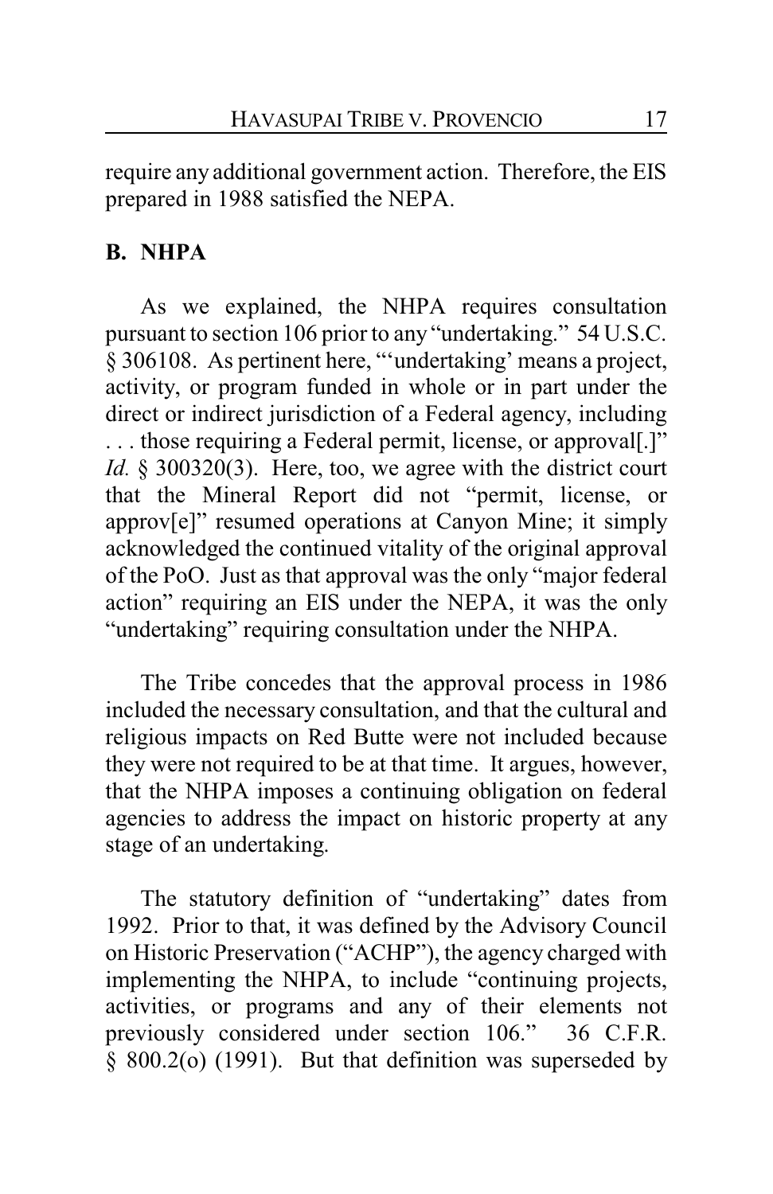require any additional government action. Therefore, the EIS prepared in 1988 satisfied the NEPA.

## B. NHPA

As we explained, the NHPA requires consultation pursuant to section 106 prior to any "undertaking." 54 U.S.C. § 306108. As pertinent here, "'undertaking' means a project, activity, or program funded in whole or in part under the direct or indirect jurisdiction of a Federal agency, including . . . those requiring a Federal permit, license, or approval[.]" *Id.* § 300320(3). Here, too, we agree with the district court that the Mineral Report did not "permit, license, or approv[e]" resumed operations at Canyon Mine; it simply acknowledged the continued vitality of the original approval of the PoO. Just as that approval was the only "major federal action" requiring an EIS under the NEPA, it was the only "undertaking" requiring consultation under the NHPA.

The Tribe concedes that the approval process in 1986 included the necessary consultation, and that the cultural and religious impacts on Red Butte were not included because they were not required to be at that time. It argues, however, that the NHPA imposes a continuing obligation on federal agencies to address the impact on historic property at any stage of an undertaking.

The statutory definition of "undertaking" dates from 1992. Prior to that, it was defined by the Advisory Council on Historic Preservation ("ACHP"), the agency charged with implementing the NHPA, to include "continuing projects, activities, or programs and any of their elements not previously considered under section 106." 36 C.F.R. § 800.2(o) (1991). But that definition was superseded by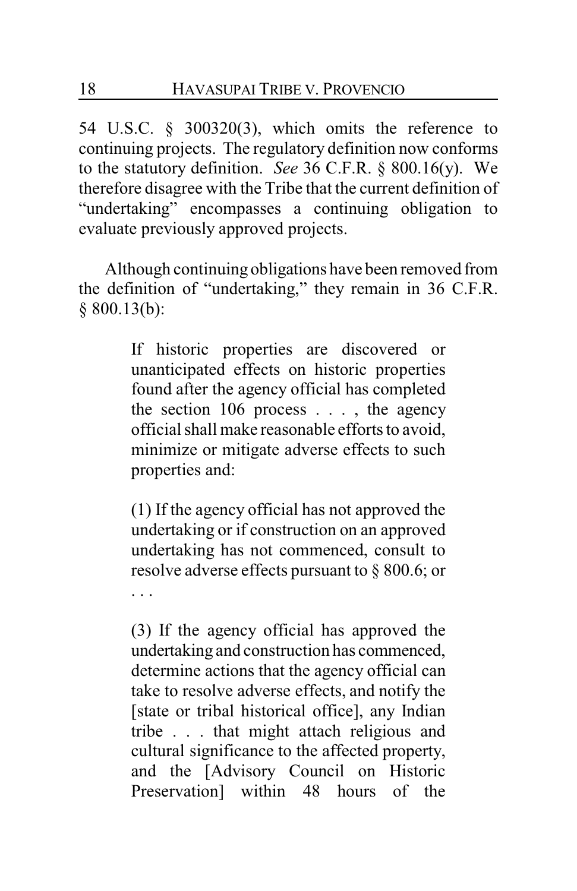54 U.S.C. § 300320(3), which omits the reference to continuing projects. The regulatory definition now conforms to the statutory definition. *See* 36 C.F.R. § 800.16(y). We therefore disagree with the Tribe that the current definition of "undertaking" encompasses a continuing obligation to evaluate previously approved projects.

Although continuing obligations have been removed from the definition of "undertaking," they remain in 36 C.F.R. § 800.13(b):

> If historic properties are discovered or unanticipated effects on historic properties found after the agency official has completed the section 106 process . . . , the agency official shall make reasonable efforts to avoid, minimize or mitigate adverse effects to such properties and:
>
> (1) If the agency official has not approved the undertaking or if construction on an approved undertaking has not commenced, consult to resolve adverse effects pursuant to § 800.6; or . . .
>
> (3) If the agency official has approved the undertaking and construction has commenced, determine actions that the agency official can take to resolve adverse effects, and notify the [state or tribal historical office], any Indian tribe . . . that might attach religious and cultural significance to the affected property, and the [Advisory Council on Historic Preservation] within 48 hours of the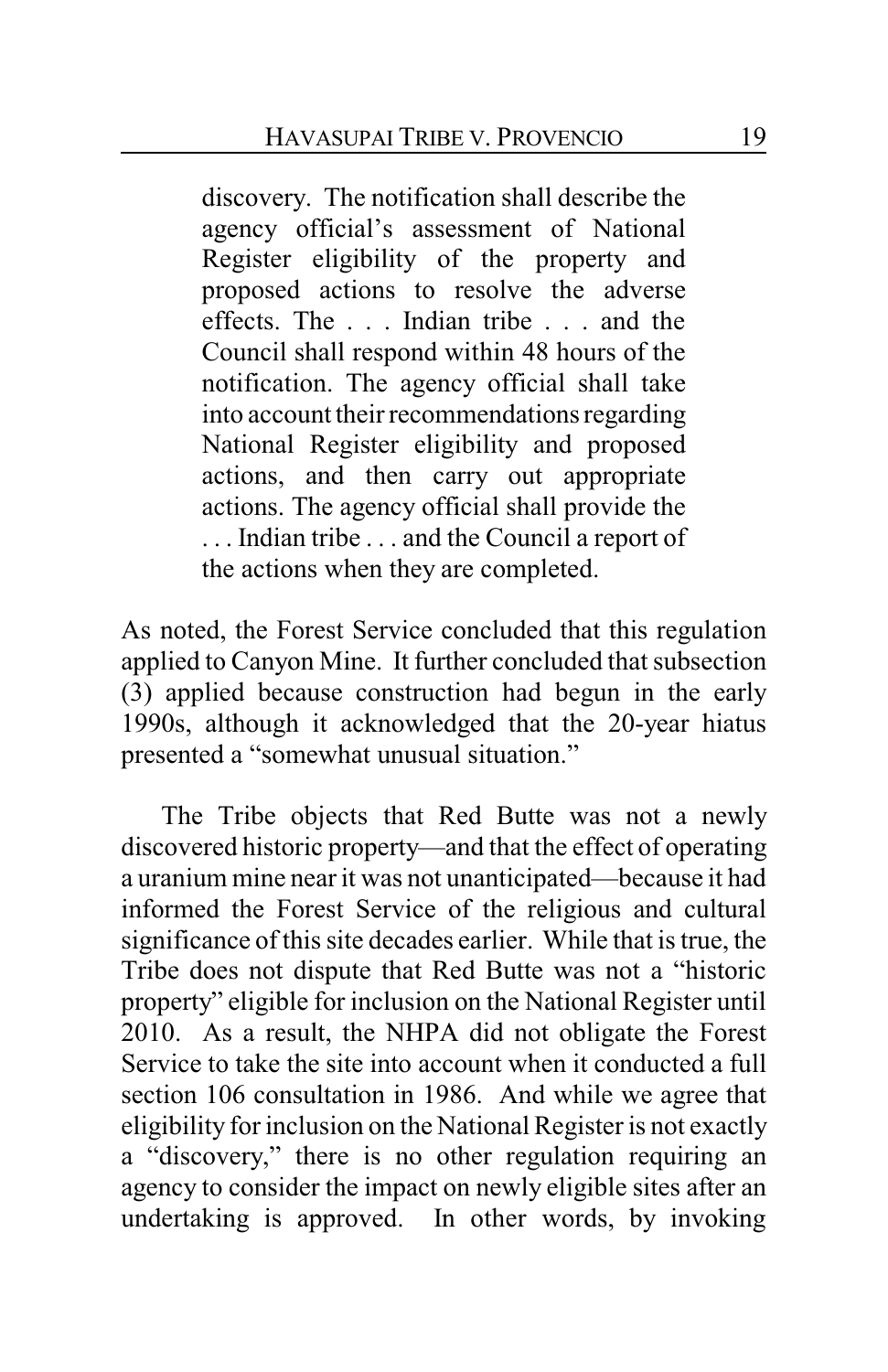> discovery. The notification shall describe the agency official's assessment of National Register eligibility of the property and proposed actions to resolve the adverse effects. The . . . Indian tribe . . . and the Council shall respond within 48 hours of the notification. The agency official shall take into account their recommendations regarding National Register eligibility and proposed actions, and then carry out appropriate actions. The agency official shall provide the . . . Indian tribe . . . and the Council a report of the actions when they are completed.

As noted, the Forest Service concluded that this regulation applied to Canyon Mine. It further concluded that subsection (3) applied because construction had begun in the early 1990s, although it acknowledged that the 20-year hiatus presented a "somewhat unusual situation."

The Tribe objects that Red Butte was not a newly discovered historic property—and that the effect of operating a uranium mine near it was not unanticipated—because it had informed the Forest Service of the religious and cultural significance of this site decades earlier. While that is true, the Tribe does not dispute that Red Butte was not a "historic property" eligible for inclusion on the National Register until 2010. As a result, the NHPA did not obligate the Forest Service to take the site into account when it conducted a full section 106 consultation in 1986. And while we agree that eligibility for inclusion on the National Register is not exactly a "discovery," there is no other regulation requiring an agency to consider the impact on newly eligible sites after an undertaking is approved. In other words, by invoking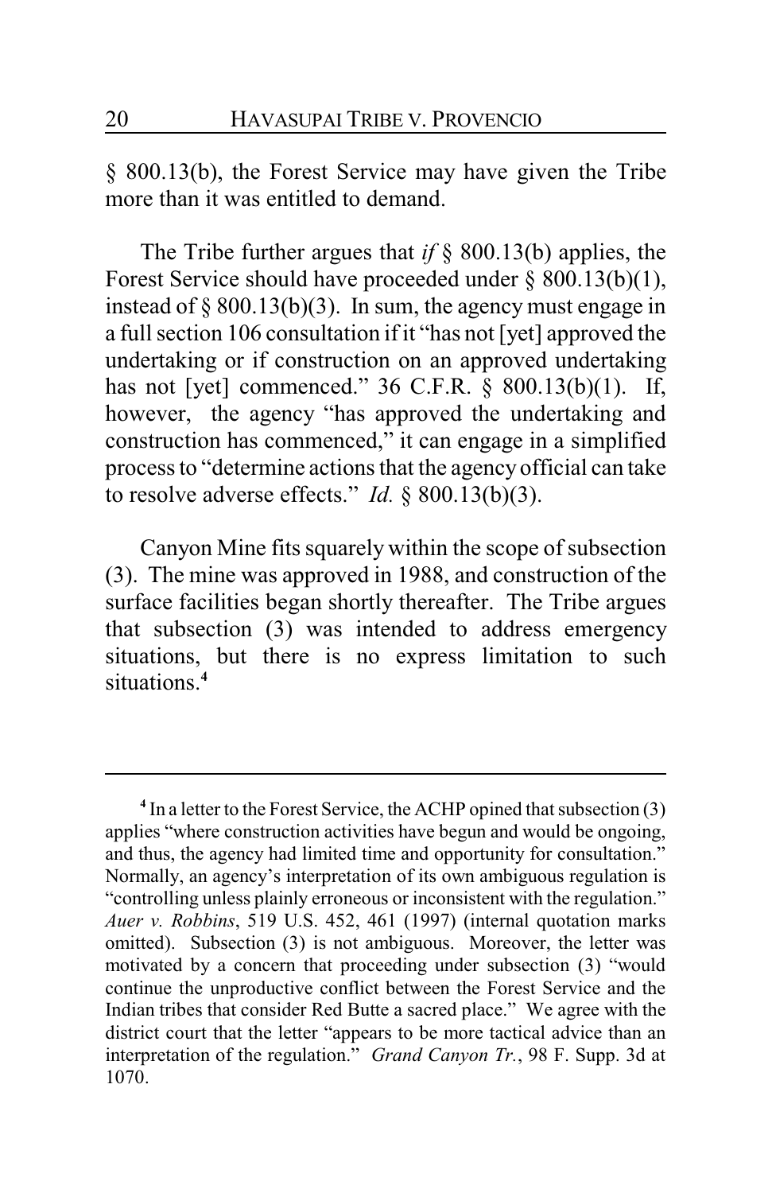§ 800.13(b), the Forest Service may have given the Tribe more than it was entitled to demand.

The Tribe further argues that *if* § 800.13(b) applies, the Forest Service should have proceeded under § 800.13(b)(1), instead of § 800.13(b)(3). In sum, the agency must engage in a full section 106 consultation if it "has not [yet] approved the undertaking or if construction on an approved undertaking has not [yet] commenced." 36 C.F.R. § 800.13(b)(1). If, however, the agency "has approved the undertaking and construction has commenced," it can engage in a simplified process to "determine actions that the agency official can take to resolve adverse effects." *Id.* § 800.13(b)(3).

Canyon Mine fits squarely within the scope of subsection (3). The mine was approved in 1988, and construction of the surface facilities began shortly thereafter. The Tribe argues that subsection (3) was intended to address emergency situations, but there is no express limitation to such situations.[4]

---

[4] In a letter to the Forest Service, the ACHP opined that subsection (3) applies "where construction activities have begun and would be ongoing, and thus, the agency had limited time and opportunity for consultation." Normally, an agency's interpretation of its own ambiguous regulation is "controlling unless plainly erroneous or inconsistent with the regulation." *Auer v. Robbins*, 519 U.S. 452, 461 (1997) (internal quotation marks omitted). Subsection (3) is not ambiguous. Moreover, the letter was motivated by a concern that proceeding under subsection (3) "would continue the unproductive conflict between the Forest Service and the Indian tribes that consider Red Butte a sacred place." We agree with the district court that the letter "appears to be more tactical advice than an interpretation of the regulation." *Grand Canyon Tr.*, 98 F. Supp. 3d at 1070.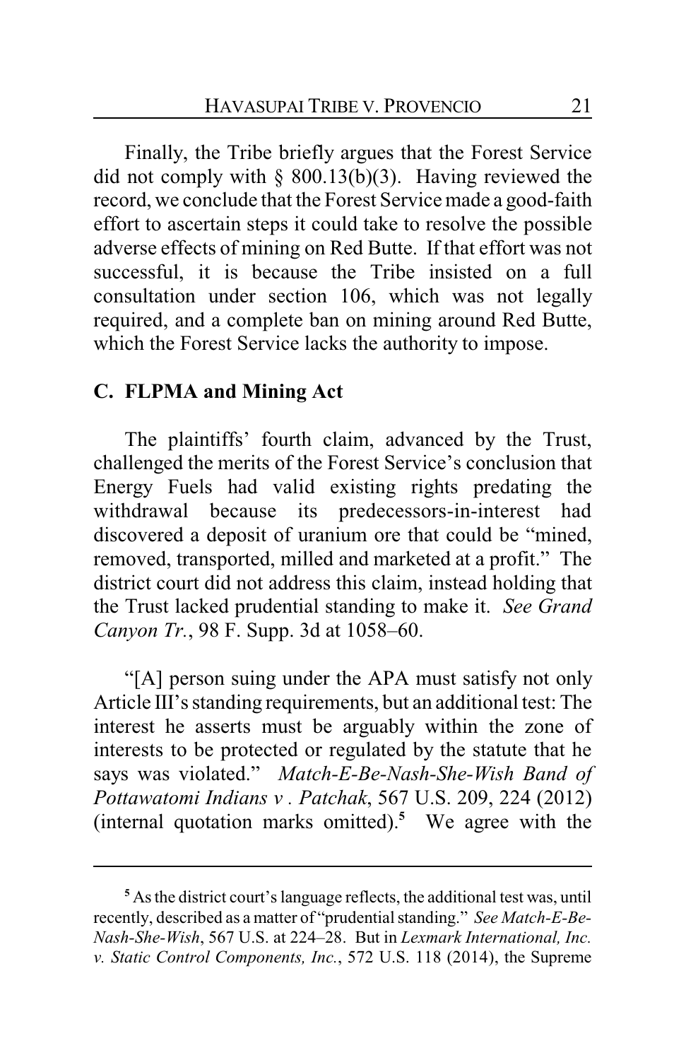Finally, the Tribe briefly argues that the Forest Service did not comply with § 800.13(b)(3). Having reviewed the record, we conclude that the Forest Service made a good-faith effort to ascertain steps it could take to resolve the possible adverse effects of mining on Red Butte. If that effort was not successful, it is because the Tribe insisted on a full consultation under section 106, which was not legally required, and a complete ban on mining around Red Butte, which the Forest Service lacks the authority to impose.

## C. FLPMA and Mining Act

The plaintiffs' fourth claim, advanced by the Trust, challenged the merits of the Forest Service's conclusion that Energy Fuels had valid existing rights predating the withdrawal because its predecessors-in-interest had discovered a deposit of uranium ore that could be "mined, removed, transported, milled and marketed at a profit." The district court did not address this claim, instead holding that the Trust lacked prudential standing to make it. *See Grand Canyon Tr.*, 98 F. Supp. 3d at 1058–60.

"[A] person suing under the APA must satisfy not only Article III's standing requirements, but an additional test: The interest he asserts must be arguably within the zone of interests to be protected or regulated by the statute that he says was violated." *Match-E-Be-Nash-She-Wish Band of Pottawatomi Indians v . Patchak*, 567 U.S. 209, 224 (2012) (internal quotation marks omitted).[5] We agree with the

---

[5] As the district court's language reflects, the additional test was, until recently, described as a matter of "prudential standing." *See Match-E-Be-Nash-She-Wish*, 567 U.S. at 224–28. But in *Lexmark International, Inc. v. Static Control Components, Inc.*, 572 U.S. 118 (2014), the Supreme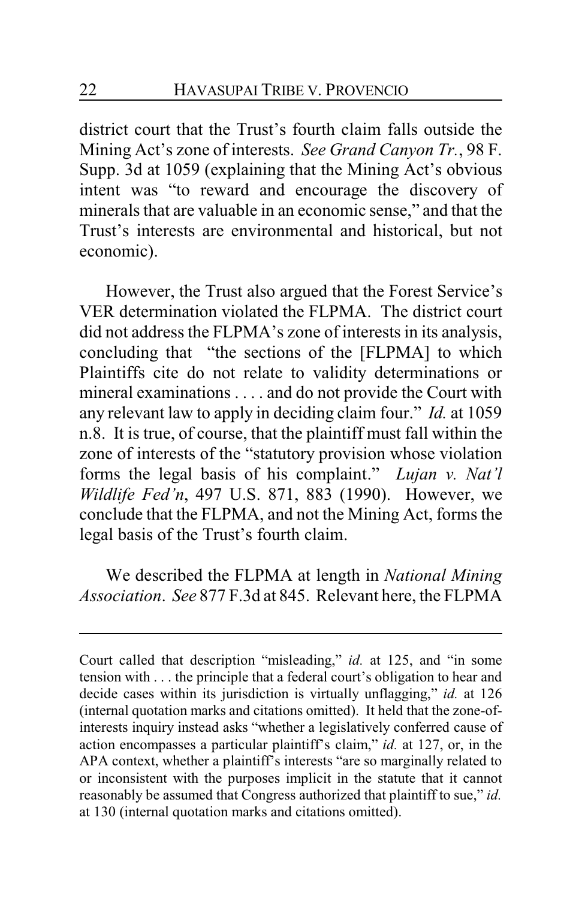district court that the Trust's fourth claim falls outside the Mining Act's zone of interests. *See Grand Canyon Tr.*, 98 F. Supp. 3d at 1059 (explaining that the Mining Act's obvious intent was "to reward and encourage the discovery of minerals that are valuable in an economic sense," and that the Trust's interests are environmental and historical, but not economic).

However, the Trust also argued that the Forest Service's VER determination violated the FLPMA. The district court did not address the FLPMA's zone of interests in its analysis, concluding that "the sections of the [FLPMA] to which Plaintiffs cite do not relate to validity determinations or mineral examinations . . . . and do not provide the Court with any relevant law to apply in deciding claim four." *Id.* at 1059 n.8. It is true, of course, that the plaintiff must fall within the zone of interests of the "statutory provision whose violation forms the legal basis of his complaint." *Lujan v. Nat'l Wildlife Fed'n*, 497 U.S. 871, 883 (1990). However, we conclude that the FLPMA, and not the Mining Act, forms the legal basis of the Trust's fourth claim.

We described the FLPMA at length in *National Mining Association*. *See* 877 F.3d at 845. Relevant here, the FLPMA

---

Court called that description "misleading," *id.* at 125, and "in some tension with . . . the principle that a federal court's obligation to hear and decide cases within its jurisdiction is virtually unflagging," *id.* at 126 (internal quotation marks and citations omitted). It held that the zone-of-interests inquiry instead asks "whether a legislatively conferred cause of action encompasses a particular plaintiff's claim," *id.* at 127, or, in the APA context, whether a plaintiff's interests "are so marginally related to or inconsistent with the purposes implicit in the statute that it cannot reasonably be assumed that Congress authorized that plaintiff to sue," *id.* at 130 (internal quotation marks and citations omitted).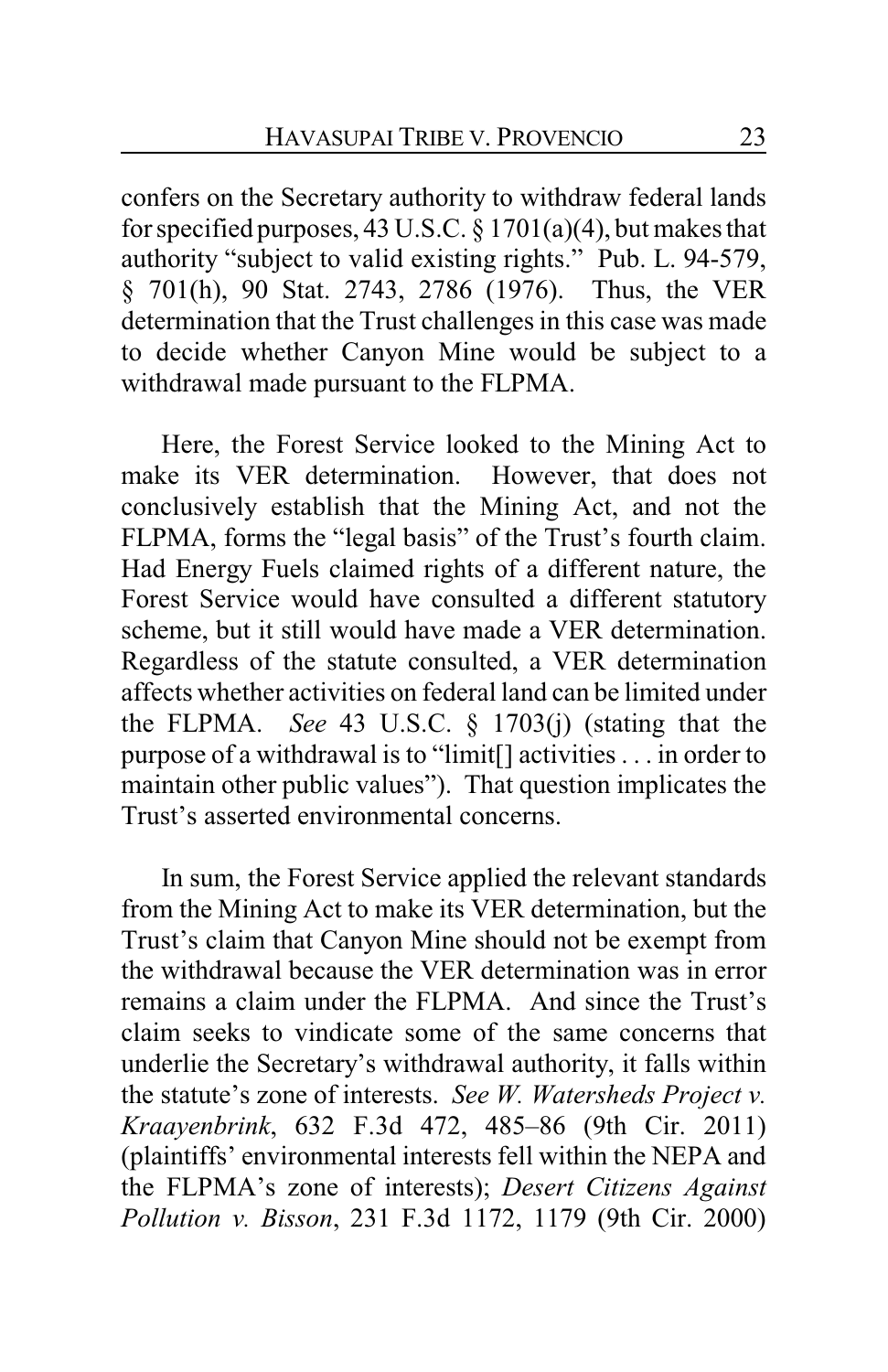confers on the Secretary authority to withdraw federal lands for specified purposes, 43 U.S.C. § 1701(a)(4), but makes that authority "subject to valid existing rights." Pub. L. 94-579, § 701(h), 90 Stat. 2743, 2786 (1976). Thus, the VER determination that the Trust challenges in this case was made to decide whether Canyon Mine would be subject to a withdrawal made pursuant to the FLPMA.

Here, the Forest Service looked to the Mining Act to make its VER determination. However, that does not conclusively establish that the Mining Act, and not the FLPMA, forms the "legal basis" of the Trust's fourth claim. Had Energy Fuels claimed rights of a different nature, the Forest Service would have consulted a different statutory scheme, but it still would have made a VER determination. Regardless of the statute consulted, a VER determination affects whether activities on federal land can be limited under the FLPMA. *See* 43 U.S.C. § 1703(j) (stating that the purpose of a withdrawal is to "limit[] activities . . . in order to maintain other public values"). That question implicates the Trust's asserted environmental concerns.

In sum, the Forest Service applied the relevant standards from the Mining Act to make its VER determination, but the Trust's claim that Canyon Mine should not be exempt from the withdrawal because the VER determination was in error remains a claim under the FLPMA. And since the Trust's claim seeks to vindicate some of the same concerns that underlie the Secretary's withdrawal authority, it falls within the statute's zone of interests. *See W. Watersheds Project v. Kraayenbrink*, 632 F.3d 472, 485–86 (9th Cir. 2011) (plaintiffs' environmental interests fell within the NEPA and the FLPMA's zone of interests); *Desert Citizens Against Pollution v. Bisson*, 231 F.3d 1172, 1179 (9th Cir. 2000)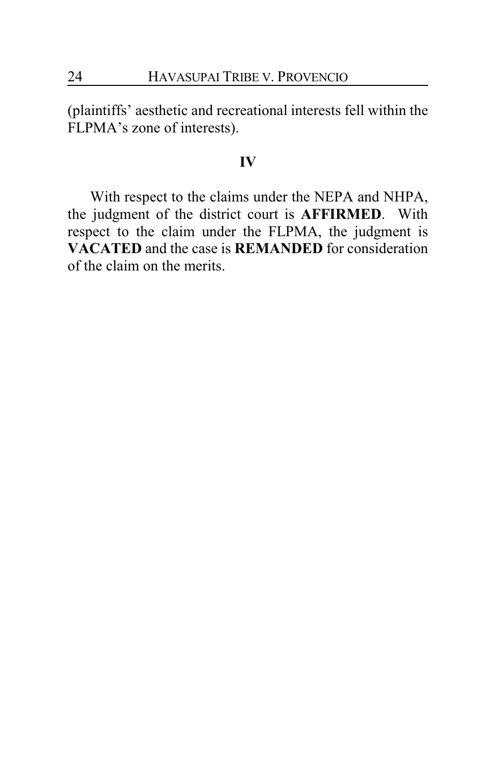(plaintiffs' aesthetic and recreational interests fell within the FLPMA's zone of interests).

## IV

With respect to the claims under the NEPA and NHPA, the judgment of the district court is **AFFIRMED**. With respect to the claim under the FLPMA, the judgment is **VACATED** and the case is **REMANDED** for consideration of the claim on the merits.